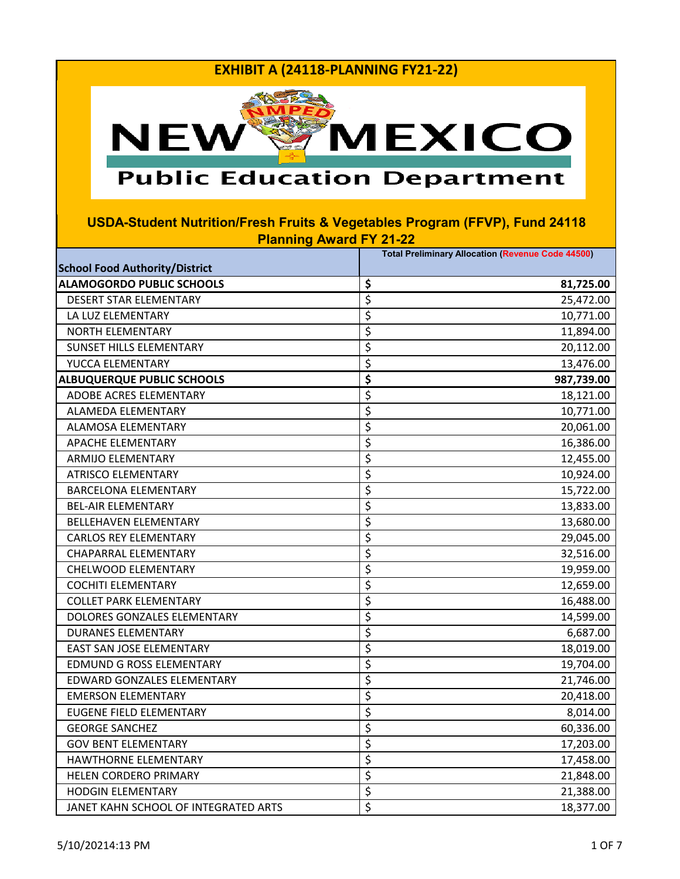# EXHIBIT A (24118-PLANNING FY21-22)

NEW MEXICO Public Education Department

## USDA-Student Nutrition/Fresh Fruits & Vegetables Program (FFVP), Fund 24118 Planning Award FY 21-22

| School Food Authority/District | Total Preliminary Allocation (Revenue Code 44500) |
|---|---|
| **ALAMOGORDO PUBLIC SCHOOLS** | **$ 81,725.00** |
| DESERT STAR ELEMENTARY | $ 25,472.00 |
| LA LUZ ELEMENTARY | $ 10,771.00 |
| NORTH ELEMENTARY | $ 11,894.00 |
| SUNSET HILLS ELEMENTARY | $ 20,112.00 |
| YUCCA ELEMENTARY | $ 13,476.00 |
| **ALBUQUERQUE PUBLIC SCHOOLS** | **$ 987,739.00** |
| ADOBE ACRES ELEMENTARY | $ 18,121.00 |
| ALAMEDA ELEMENTARY | $ 10,771.00 |
| ALAMOSA ELEMENTARY | $ 20,061.00 |
| APACHE ELEMENTARY | $ 16,386.00 |
| ARMIJO ELEMENTARY | $ 12,455.00 |
| ATRISCO ELEMENTARY | $ 10,924.00 |
| BARCELONA ELEMENTARY | $ 15,722.00 |
| BEL-AIR ELEMENTARY | $ 13,833.00 |
| BELLEHAVEN ELEMENTARY | $ 13,680.00 |
| CARLOS REY ELEMENTARY | $ 29,045.00 |
| CHAPARRAL ELEMENTARY | $ 32,516.00 |
| CHELWOOD ELEMENTARY | $ 19,959.00 |
| COCHITI ELEMENTARY | $ 12,659.00 |
| COLLET PARK ELEMENTARY | $ 16,488.00 |
| DOLORES GONZALES ELEMENTARY | $ 14,599.00 |
| DURANES ELEMENTARY | $ 6,687.00 |
| EAST SAN JOSE ELEMENTARY | $ 18,019.00 |
| EDMUND G ROSS ELEMENTARY | $ 19,704.00 |
| EDWARD GONZALES ELEMENTARY | $ 21,746.00 |
| EMERSON ELEMENTARY | $ 20,418.00 |
| EUGENE FIELD ELEMENTARY | $ 8,014.00 |
| GEORGE SANCHEZ | $ 60,336.00 |
| GOV BENT ELEMENTARY | $ 17,203.00 |
| HAWTHORNE ELEMENTARY | $ 17,458.00 |
| HELEN CORDERO PRIMARY | $ 21,848.00 |
| HODGIN ELEMENTARY | $ 21,388.00 |
| JANET KAHN SCHOOL OF INTEGRATED ARTS | $ 18,377.00 |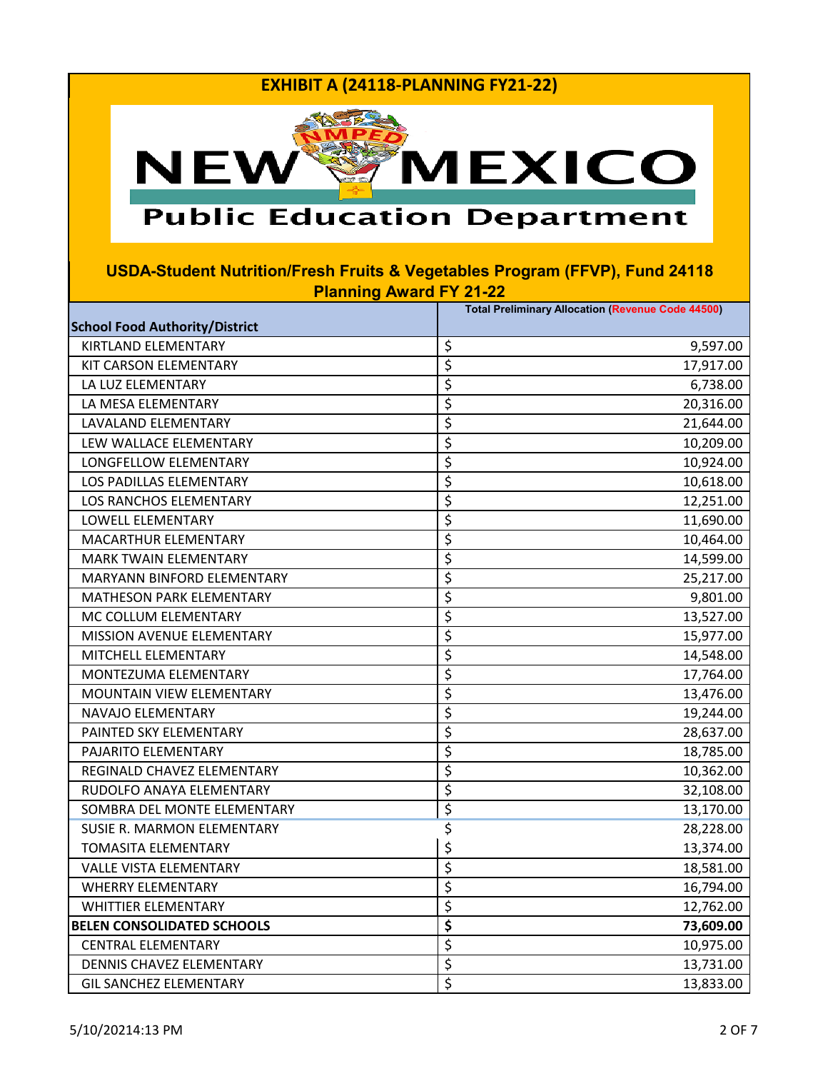## EXHIBIT A (24118-PLANNING FY21-22)

NEW MEXICO Public Education Department

### USDA-Student Nutrition/Fresh Fruits & Vegetables Program (FFVP), Fund 24118 Planning Award FY 21-22

| School Food Authority/District | Total Preliminary Allocation (Revenue Code 44500) |
|---|---|
| KIRTLAND ELEMENTARY | $ 9,597.00 |
| KIT CARSON ELEMENTARY | $ 17,917.00 |
| LA LUZ ELEMENTARY | $ 6,738.00 |
| LA MESA ELEMENTARY | $ 20,316.00 |
| LAVALAND ELEMENTARY | $ 21,644.00 |
| LEW WALLACE ELEMENTARY | $ 10,209.00 |
| LONGFELLOW ELEMENTARY | $ 10,924.00 |
| LOS PADILLAS ELEMENTARY | $ 10,618.00 |
| LOS RANCHOS ELEMENTARY | $ 12,251.00 |
| LOWELL ELEMENTARY | $ 11,690.00 |
| MACARTHUR ELEMENTARY | $ 10,464.00 |
| MARK TWAIN ELEMENTARY | $ 14,599.00 |
| MARYANN BINFORD ELEMENTARY | $ 25,217.00 |
| MATHESON PARK ELEMENTARY | $ 9,801.00 |
| MC COLLUM ELEMENTARY | $ 13,527.00 |
| MISSION AVENUE ELEMENTARY | $ 15,977.00 |
| MITCHELL ELEMENTARY | $ 14,548.00 |
| MONTEZUMA ELEMENTARY | $ 17,764.00 |
| MOUNTAIN VIEW ELEMENTARY | $ 13,476.00 |
| NAVAJO ELEMENTARY | $ 19,244.00 |
| PAINTED SKY ELEMENTARY | $ 28,637.00 |
| PAJARITO ELEMENTARY | $ 18,785.00 |
| REGINALD CHAVEZ ELEMENTARY | $ 10,362.00 |
| RUDOLFO ANAYA ELEMENTARY | $ 32,108.00 |
| SOMBRA DEL MONTE ELEMENTARY | $ 13,170.00 |
| SUSIE R. MARMON ELEMENTARY | $ 28,228.00 |
| TOMASITA ELEMENTARY | $ 13,374.00 |
| VALLE VISTA ELEMENTARY | $ 18,581.00 |
| WHERRY ELEMENTARY | $ 16,794.00 |
| WHITTIER ELEMENTARY | $ 12,762.00 |
| **BELEN CONSOLIDATED SCHOOLS** | **$ 73,609.00** |
| CENTRAL ELEMENTARY | $ 10,975.00 |
| DENNIS CHAVEZ ELEMENTARY | $ 13,731.00 |
| GIL SANCHEZ ELEMENTARY | $ 13,833.00 |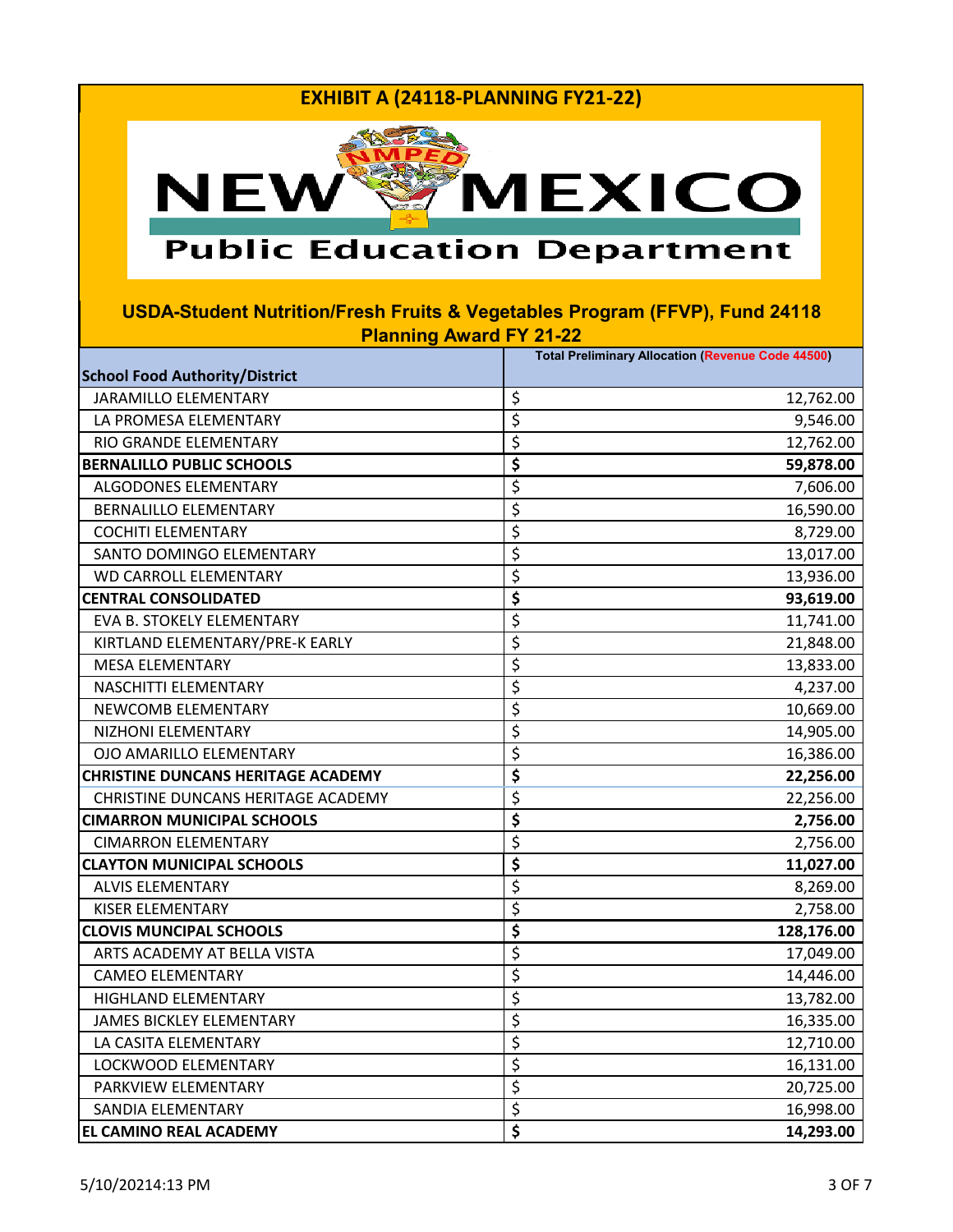# EXHIBIT A (24118-PLANNING FY21-22)

New Mexico Public Education Department

## USDA-Student Nutrition/Fresh Fruits & Vegetables Program (FFVP), Fund 24118 Planning Award FY 21-22

| School Food Authority/District | Total Preliminary Allocation (Revenue Code 44500) |
|---|---|
| JARAMILLO ELEMENTARY | $ 12,762.00 |
| LA PROMESA ELEMENTARY | $ 9,546.00 |
| RIO GRANDE ELEMENTARY | $ 12,762.00 |
| **BERNALILLO PUBLIC SCHOOLS** | **$ 59,878.00** |
| ALGODONES ELEMENTARY | $ 7,606.00 |
| BERNALILLO ELEMENTARY | $ 16,590.00 |
| COCHITI ELEMENTARY | $ 8,729.00 |
| SANTO DOMINGO ELEMENTARY | $ 13,017.00 |
| WD CARROLL ELEMENTARY | $ 13,936.00 |
| **CENTRAL CONSOLIDATED** | **$ 93,619.00** |
| EVA B. STOKELY ELEMENTARY | $ 11,741.00 |
| KIRTLAND ELEMENTARY/PRE-K EARLY | $ 21,848.00 |
| MESA ELEMENTARY | $ 13,833.00 |
| NASCHITTI ELEMENTARY | $ 4,237.00 |
| NEWCOMB ELEMENTARY | $ 10,669.00 |
| NIZHONI ELEMENTARY | $ 14,905.00 |
| OJO AMARILLO ELEMENTARY | $ 16,386.00 |
| **CHRISTINE DUNCANS HERITAGE ACADEMY** | **$ 22,256.00** |
| CHRISTINE DUNCANS HERITAGE ACADEMY | $ 22,256.00 |
| **CIMARRON MUNICIPAL SCHOOLS** | **$ 2,756.00** |
| CIMARRON ELEMENTARY | $ 2,756.00 |
| **CLAYTON MUNICIPAL SCHOOLS** | **$ 11,027.00** |
| ALVIS ELEMENTARY | $ 8,269.00 |
| KISER ELEMENTARY | $ 2,758.00 |
| **CLOVIS MUNCIPAL SCHOOLS** | **$ 128,176.00** |
| ARTS ACADEMY AT BELLA VISTA | $ 17,049.00 |
| CAMEO ELEMENTARY | $ 14,446.00 |
| HIGHLAND ELEMENTARY | $ 13,782.00 |
| JAMES BICKLEY ELEMENTARY | $ 16,335.00 |
| LA CASITA ELEMENTARY | $ 12,710.00 |
| LOCKWOOD ELEMENTARY | $ 16,131.00 |
| PARKVIEW ELEMENTARY | $ 20,725.00 |
| SANDIA ELEMENTARY | $ 16,998.00 |
| **EL CAMINO REAL ACADEMY** | **$ 14,293.00** |

5/10/20214:13 PM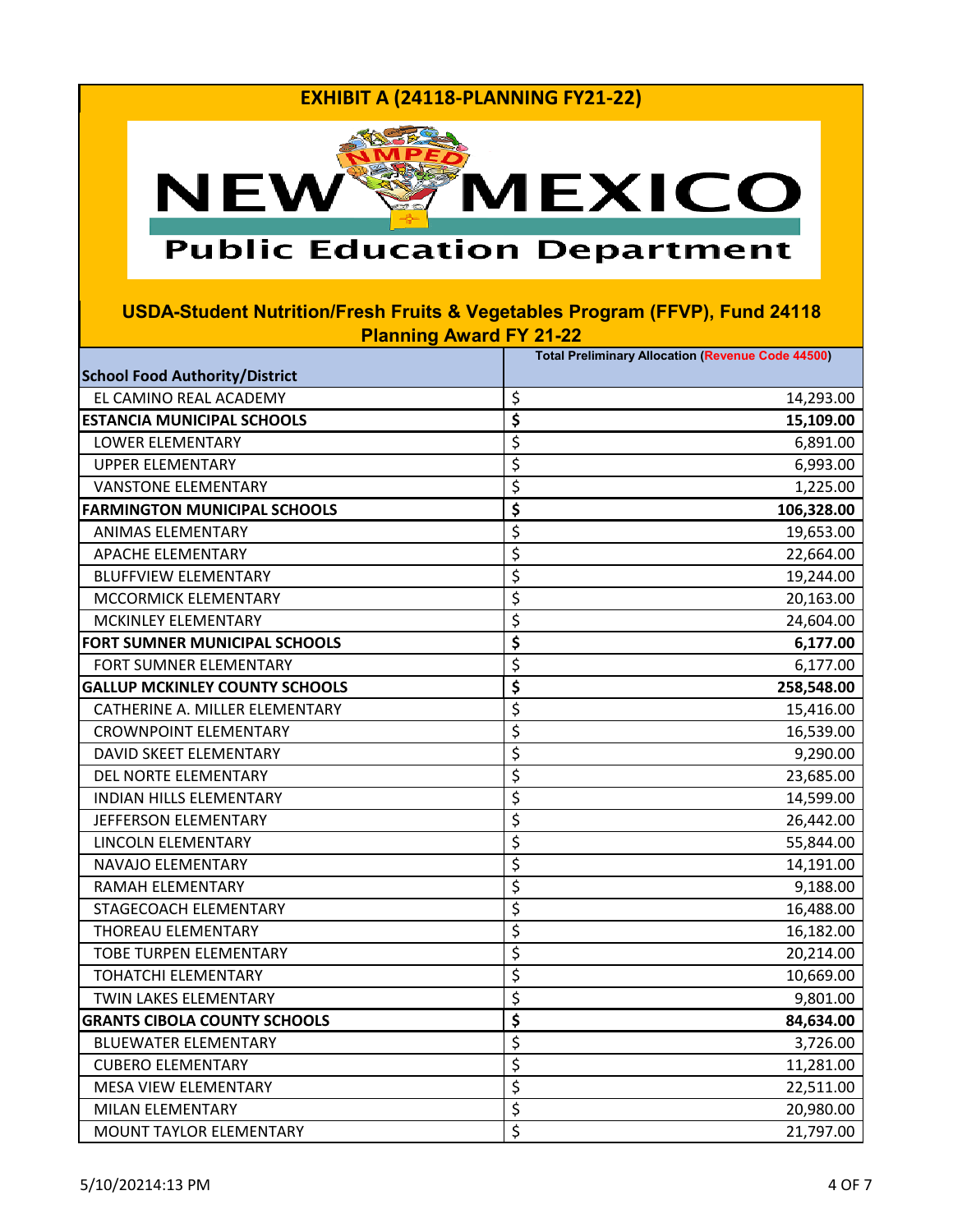# EXHIBIT A (24118-PLANNING FY21-22)

**NEW MEXICO Public Education Department**

## USDA-Student Nutrition/Fresh Fruits & Vegetables Program (FFVP), Fund 24118 Planning Award FY 21-22

| School Food Authority/District | Total Preliminary Allocation (Revenue Code 44500) |
|---|---|
| EL CAMINO REAL ACADEMY | $ 14,293.00 |
| **ESTANCIA MUNICIPAL SCHOOLS** | **$ 15,109.00** |
| LOWER ELEMENTARY | $ 6,891.00 |
| UPPER ELEMENTARY | $ 6,993.00 |
| VANSTONE ELEMENTARY | $ 1,225.00 |
| **FARMINGTON MUNICIPAL SCHOOLS** | **$ 106,328.00** |
| ANIMAS ELEMENTARY | $ 19,653.00 |
| APACHE ELEMENTARY | $ 22,664.00 |
| BLUFFVIEW ELEMENTARY | $ 19,244.00 |
| MCCORMICK ELEMENTARY | $ 20,163.00 |
| MCKINLEY ELEMENTARY | $ 24,604.00 |
| **FORT SUMNER MUNICIPAL SCHOOLS** | **$ 6,177.00** |
| FORT SUMNER ELEMENTARY | $ 6,177.00 |
| **GALLUP MCKINLEY COUNTY SCHOOLS** | **$ 258,548.00** |
| CATHERINE A. MILLER ELEMENTARY | $ 15,416.00 |
| CROWNPOINT ELEMENTARY | $ 16,539.00 |
| DAVID SKEET ELEMENTARY | $ 9,290.00 |
| DEL NORTE ELEMENTARY | $ 23,685.00 |
| INDIAN HILLS ELEMENTARY | $ 14,599.00 |
| JEFFERSON ELEMENTARY | $ 26,442.00 |
| LINCOLN ELEMENTARY | $ 55,844.00 |
| NAVAJO ELEMENTARY | $ 14,191.00 |
| RAMAH ELEMENTARY | $ 9,188.00 |
| STAGECOACH ELEMENTARY | $ 16,488.00 |
| THOREAU ELEMENTARY | $ 16,182.00 |
| TOBE TURPEN ELEMENTARY | $ 20,214.00 |
| TOHATCHI ELEMENTARY | $ 10,669.00 |
| TWIN LAKES ELEMENTARY | $ 9,801.00 |
| **GRANTS CIBOLA COUNTY SCHOOLS** | **$ 84,634.00** |
| BLUEWATER ELEMENTARY | $ 3,726.00 |
| CUBERO ELEMENTARY | $ 11,281.00 |
| MESA VIEW ELEMENTARY | $ 22,511.00 |
| MILAN ELEMENTARY | $ 20,980.00 |
| MOUNT TAYLOR ELEMENTARY | $ 21,797.00 |

5/10/20214:13 PM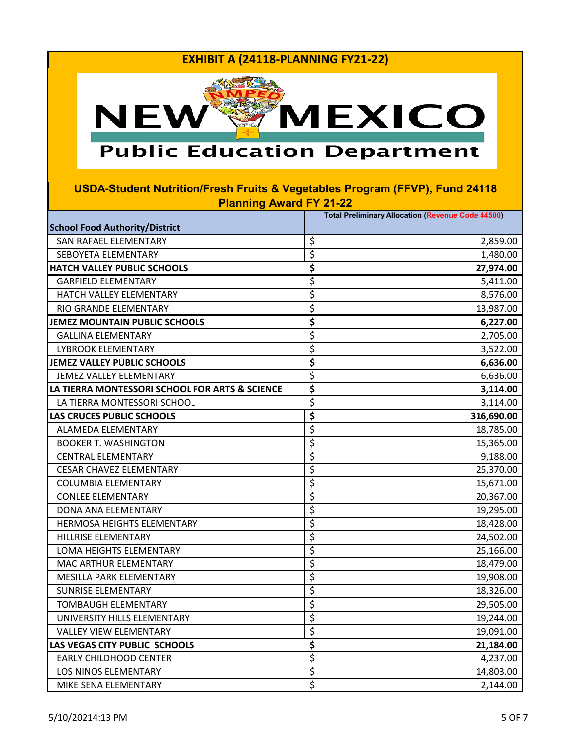# EXHIBIT A (24118-PLANNING FY21-22)

NEW MEXICO Public Education Department

## USDA-Student Nutrition/Fresh Fruits & Vegetables Program (FFVP), Fund 24118 Planning Award FY 21-22

| School Food Authority/District | Total Preliminary Allocation (Revenue Code 44500) |
|---|---|
| SAN RAFAEL ELEMENTARY | $ 2,859.00 |
| SEBOYETA ELEMENTARY | $ 1,480.00 |
| **HATCH VALLEY PUBLIC SCHOOLS** | **$ 27,974.00** |
| GARFIELD ELEMENTARY | $ 5,411.00 |
| HATCH VALLEY ELEMENTARY | $ 8,576.00 |
| RIO GRANDE ELEMENTARY | $ 13,987.00 |
| **JEMEZ MOUNTAIN PUBLIC SCHOOLS** | **$ 6,227.00** |
| GALLINA ELEMENTARY | $ 2,705.00 |
| LYBROOK ELEMENTARY | $ 3,522.00 |
| **JEMEZ VALLEY PUBLIC SCHOOLS** | **$ 6,636.00** |
| JEMEZ VALLEY ELEMENTARY | $ 6,636.00 |
| **LA TIERRA MONTESSORI SCHOOL FOR ARTS & SCIENCE** | **$ 3,114.00** |
| LA TIERRA MONTESSORI SCHOOL | $ 3,114.00 |
| **LAS CRUCES PUBLIC SCHOOLS** | **$ 316,690.00** |
| ALAMEDA ELEMENTARY | $ 18,785.00 |
| BOOKER T. WASHINGTON | $ 15,365.00 |
| CENTRAL ELEMENTARY | $ 9,188.00 |
| CESAR CHAVEZ ELEMENTARY | $ 25,370.00 |
| COLUMBIA ELEMENTARY | $ 15,671.00 |
| CONLEE ELEMENTARY | $ 20,367.00 |
| DONA ANA ELEMENTARY | $ 19,295.00 |
| HERMOSA HEIGHTS ELEMENTARY | $ 18,428.00 |
| HILLRISE ELEMENTARY | $ 24,502.00 |
| LOMA HEIGHTS ELEMENTARY | $ 25,166.00 |
| MAC ARTHUR ELEMENTARY | $ 18,479.00 |
| MESILLA PARK ELEMENTARY | $ 19,908.00 |
| SUNRISE ELEMENTARY | $ 18,326.00 |
| TOMBAUGH ELEMENTARY | $ 29,505.00 |
| UNIVERSITY HILLS ELEMENTARY | $ 19,244.00 |
| VALLEY VIEW ELEMENTARY | $ 19,091.00 |
| **LAS VEGAS CITY PUBLIC SCHOOLS** | **$ 21,184.00** |
| EARLY CHILDHOOD CENTER | $ 4,237.00 |
| LOS NINOS ELEMENTARY | $ 14,803.00 |
| MIKE SENA ELEMENTARY | $ 2,144.00 |

5/10/20214:13 PM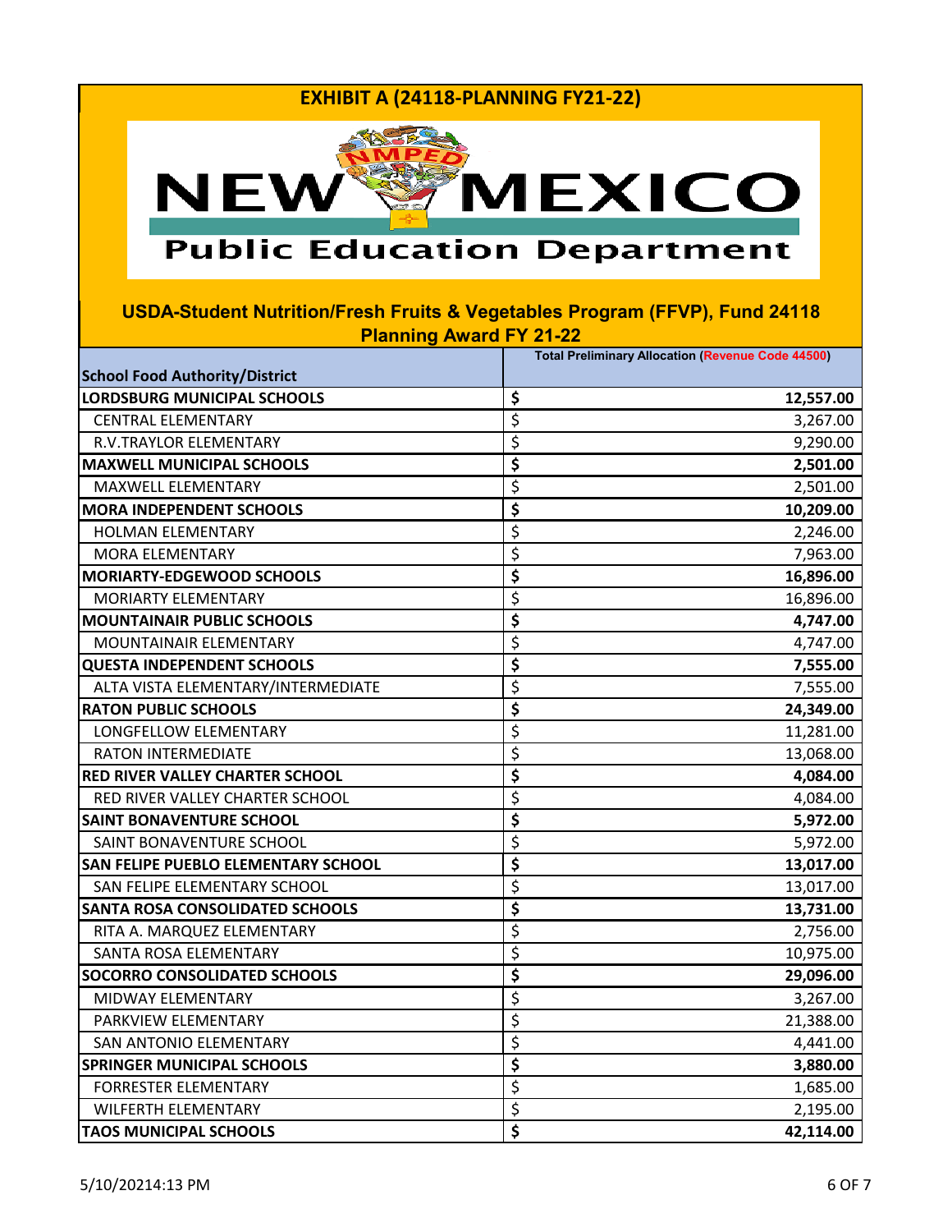# EXHIBIT A (24118-PLANNING FY21-22)

**NEW MEXICO Public Education Department**

## USDA-Student Nutrition/Fresh Fruits & Vegetables Program (FFVP), Fund 24118 Planning Award FY 21-22

| School Food Authority/District | Total Preliminary Allocation (Revenue Code 44500) |
|---|---|
| **LORDSBURG MUNICIPAL SCHOOLS** | **$ 12,557.00** |
| CENTRAL ELEMENTARY | $ 3,267.00 |
| R.V.TRAYLOR ELEMENTARY | $ 9,290.00 |
| **MAXWELL MUNICIPAL SCHOOLS** | **$ 2,501.00** |
| MAXWELL ELEMENTARY | $ 2,501.00 |
| **MORA INDEPENDENT SCHOOLS** | **$ 10,209.00** |
| HOLMAN ELEMENTARY | $ 2,246.00 |
| MORA ELEMENTARY | $ 7,963.00 |
| **MORIARTY-EDGEWOOD SCHOOLS** | **$ 16,896.00** |
| MORIARTY ELEMENTARY | $ 16,896.00 |
| **MOUNTAINAIR PUBLIC SCHOOLS** | **$ 4,747.00** |
| MOUNTAINAIR ELEMENTARY | $ 4,747.00 |
| **QUESTA INDEPENDENT SCHOOLS** | **$ 7,555.00** |
| ALTA VISTA ELEMENTARY/INTERMEDIATE | $ 7,555.00 |
| **RATON PUBLIC SCHOOLS** | **$ 24,349.00** |
| LONGFELLOW ELEMENTARY | $ 11,281.00 |
| RATON INTERMEDIATE | $ 13,068.00 |
| **RED RIVER VALLEY CHARTER SCHOOL** | **$ 4,084.00** |
| RED RIVER VALLEY CHARTER SCHOOL | $ 4,084.00 |
| **SAINT BONAVENTURE SCHOOL** | **$ 5,972.00** |
| SAINT BONAVENTURE SCHOOL | $ 5,972.00 |
| **SAN FELIPE PUEBLO ELEMENTARY SCHOOL** | **$ 13,017.00** |
| SAN FELIPE ELEMENTARY SCHOOL | $ 13,017.00 |
| **SANTA ROSA CONSOLIDATED SCHOOLS** | **$ 13,731.00** |
| RITA A. MARQUEZ ELEMENTARY | $ 2,756.00 |
| SANTA ROSA ELEMENTARY | $ 10,975.00 |
| **SOCORRO CONSOLIDATED SCHOOLS** | **$ 29,096.00** |
| MIDWAY ELEMENTARY | $ 3,267.00 |
| PARKVIEW ELEMENTARY | $ 21,388.00 |
| SAN ANTONIO ELEMENTARY | $ 4,441.00 |
| **SPRINGER MUNICIPAL SCHOOLS** | **$ 3,880.00** |
| FORRESTER ELEMENTARY | $ 1,685.00 |
| WILFERTH ELEMENTARY | $ 2,195.00 |
| **TAOS MUNICIPAL SCHOOLS** | **$ 42,114.00** |

5/10/20214:13 PM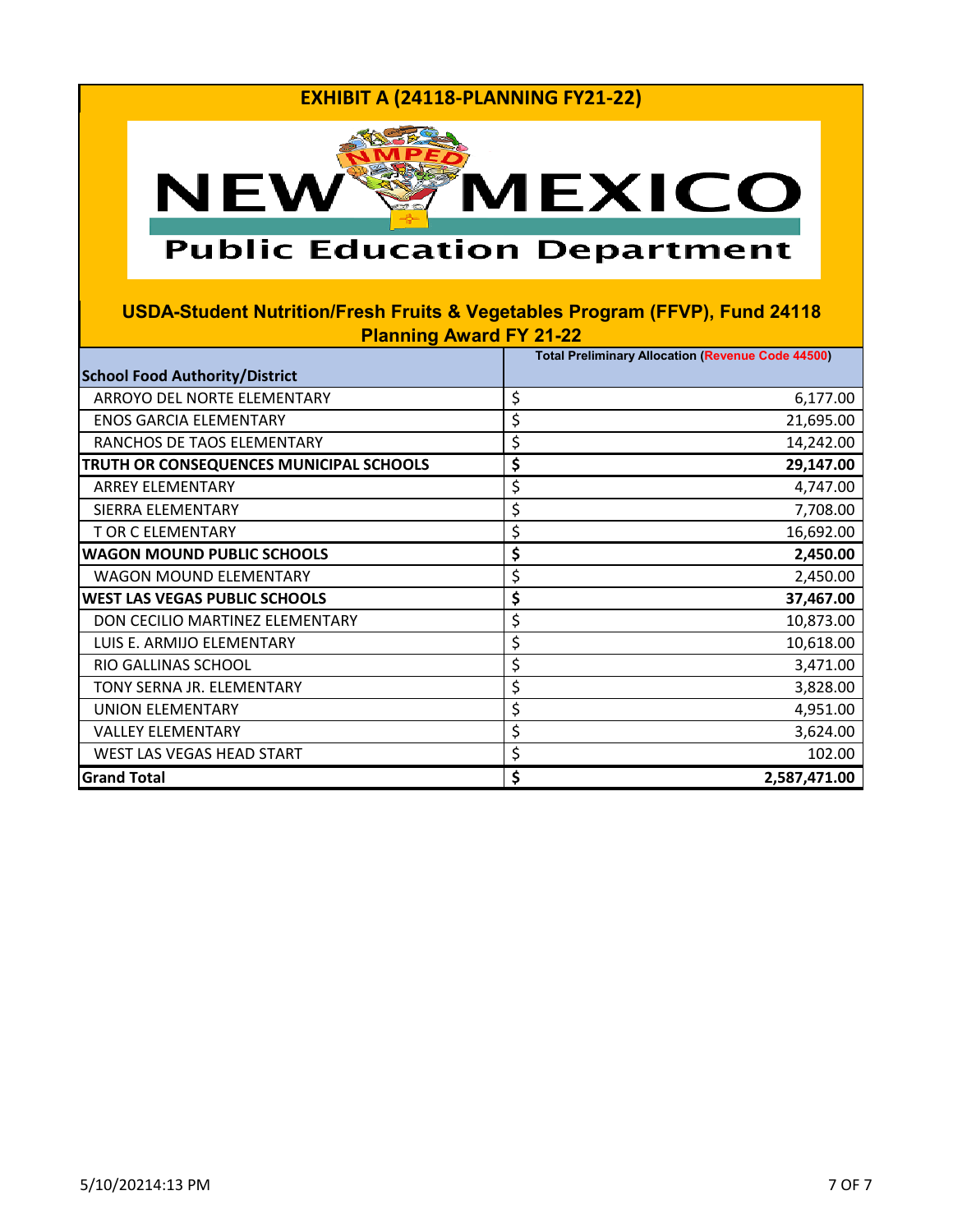# EXHIBIT A (24118-PLANNING FY21-22)

NEW MEXICO Public Education Department

## USDA-Student Nutrition/Fresh Fruits & Vegetables Program (FFVP), Fund 24118
## Planning Award FY 21-22

| School Food Authority/District | Total Preliminary Allocation (Revenue Code 44500) |
|---|---|
| ARROYO DEL NORTE ELEMENTARY | $ 6,177.00 |
| ENOS GARCIA ELEMENTARY | $ 21,695.00 |
| RANCHOS DE TAOS ELEMENTARY | $ 14,242.00 |
| **TRUTH OR CONSEQUENCES MUNICIPAL SCHOOLS** | **$ 29,147.00** |
| ARREY ELEMENTARY | $ 4,747.00 |
| SIERRA ELEMENTARY | $ 7,708.00 |
| T OR C ELEMENTARY | $ 16,692.00 |
| **WAGON MOUND PUBLIC SCHOOLS** | **$ 2,450.00** |
| WAGON MOUND ELEMENTARY | $ 2,450.00 |
| **WEST LAS VEGAS PUBLIC SCHOOLS** | **$ 37,467.00** |
| DON CECILIO MARTINEZ ELEMENTARY | $ 10,873.00 |
| LUIS E. ARMIJO ELEMENTARY | $ 10,618.00 |
| RIO GALLINAS SCHOOL | $ 3,471.00 |
| TONY SERNA JR. ELEMENTARY | $ 3,828.00 |
| UNION ELEMENTARY | $ 4,951.00 |
| VALLEY ELEMENTARY | $ 3,624.00 |
| WEST LAS VEGAS HEAD START | $ 102.00 |
| **Grand Total** | **$ 2,587,471.00** |

5/10/20214:13 PM